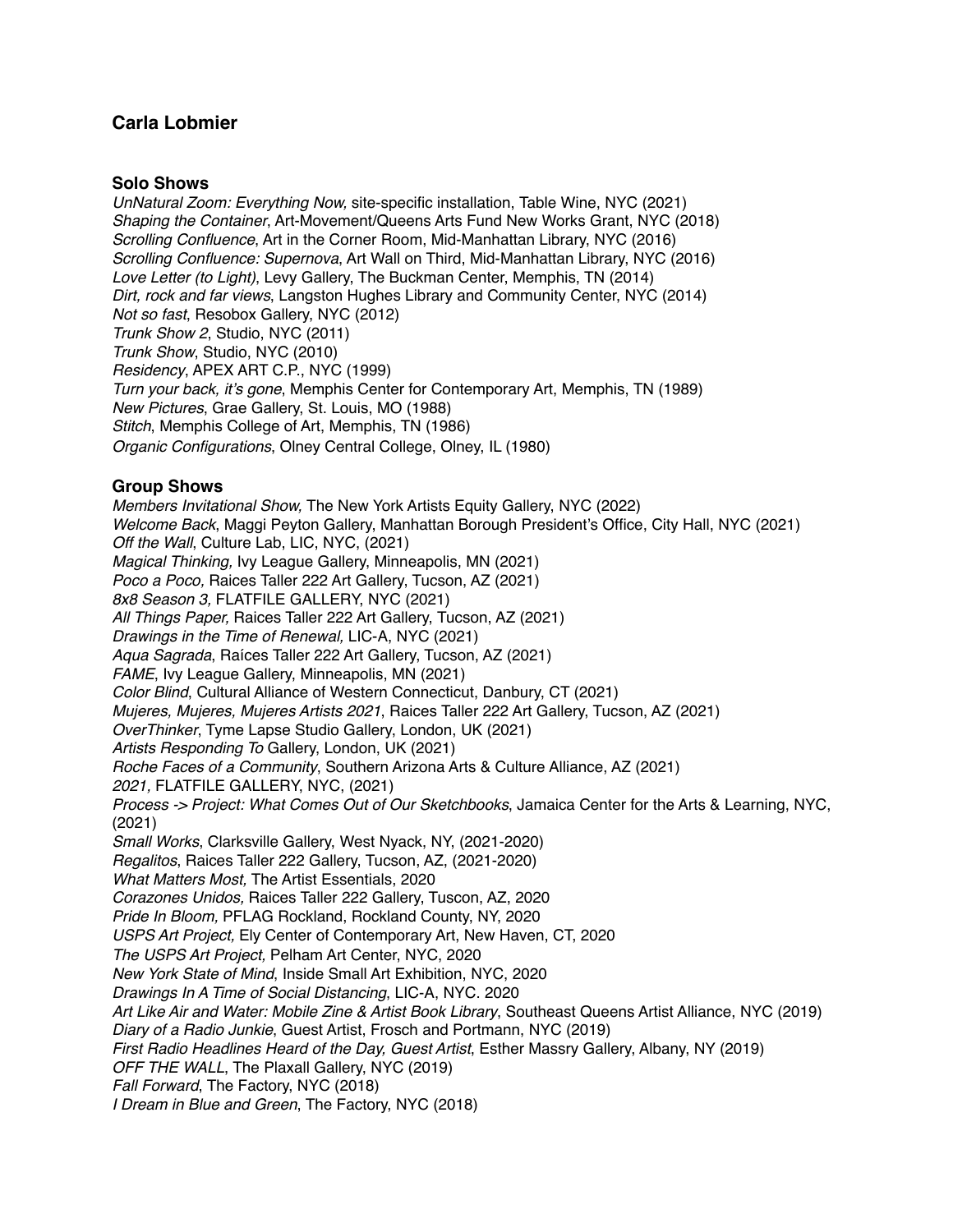# Carla Lobmier

## Solo Shows

*UnNatural Zoom: Everything Now,* site-specific installation, Table Wine, NYC (2021)
*Shaping the Container*, Art-Movement/Queens Arts Fund New Works Grant, NYC (2018)
*Scrolling Confluence*, Art in the Corner Room, Mid-Manhattan Library, NYC (2016)
*Scrolling Confluence: Supernova*, Art Wall on Third, Mid-Manhattan Library, NYC (2016)
*Love Letter (to Light)*, Levy Gallery, The Buckman Center, Memphis, TN (2014)
*Dirt, rock and far views*, Langston Hughes Library and Community Center, NYC (2014)
*Not so fast*, Resobox Gallery, NYC (2012)
*Trunk Show 2*, Studio, NYC (2011)
*Trunk Show*, Studio, NYC (2010)
*Residency*, APEX ART C.P., NYC (1999)
*Turn your back, it's gone*, Memphis Center for Contemporary Art, Memphis, TN (1989)
*New Pictures*, Grae Gallery, St. Louis, MO (1988)
*Stitch*, Memphis College of Art, Memphis, TN (1986)
*Organic Configurations*, Olney Central College, Olney, IL (1980)

## Group Shows

*Members Invitational Show,* The New York Artists Equity Gallery, NYC (2022)
*Welcome Back*, Maggi Peyton Gallery, Manhattan Borough President's Office, City Hall, NYC (2021)
*Off the Wall*, Culture Lab, LIC, NYC, (2021)
*Magical Thinking,* Ivy League Gallery, Minneapolis, MN (2021)
*Poco a Poco,* Raices Taller 222 Art Gallery, Tucson, AZ (2021)
*8x8 Season 3,* FLATFILE GALLERY, NYC (2021)
*All Things Paper,* Raices Taller 222 Art Gallery, Tucson, AZ (2021)
*Drawings in the Time of Renewal,* LIC-A, NYC (2021)
*Aqua Sagrada*, Raíces Taller 222 Art Gallery, Tucson, AZ (2021)
*FAME*, Ivy League Gallery, Minneapolis, MN (2021)
*Color Blind*, Cultural Alliance of Western Connecticut, Danbury, CT (2021)
*Mujeres, Mujeres, Mujeres Artists 2021*, Raices Taller 222 Art Gallery, Tucson, AZ (2021)
*OverThinker*, Tyme Lapse Studio Gallery, London, UK (2021)
*Artists Responding To* Gallery, London, UK (2021)
*Roche Faces of a Community*, Southern Arizona Arts & Culture Alliance, AZ (2021)
*2021,* FLATFILE GALLERY, NYC, (2021)
*Process -> Project: What Comes Out of Our Sketchbooks*, Jamaica Center for the Arts & Learning, NYC, (2021)
*Small Works*, Clarksville Gallery, West Nyack, NY, (2021-2020)
*Regalitos*, Raices Taller 222 Gallery, Tucson, AZ, (2021-2020)
*What Matters Most,* The Artist Essentials, 2020
*Corazones Unidos,* Raices Taller 222 Gallery, Tuscon, AZ, 2020
*Pride In Bloom,* PFLAG Rockland, Rockland County, NY, 2020
*USPS Art Project,* Ely Center of Contemporary Art, New Haven, CT, 2020
*The USPS Art Project,* Pelham Art Center, NYC, 2020
*New York State of Mind*, Inside Small Art Exhibition, NYC, 2020
*Drawings In A Time of Social Distancing*, LIC-A, NYC. 2020
*Art Like Air and Water: Mobile Zine & Artist Book Library*, Southeast Queens Artist Alliance, NYC (2019)
*Diary of a Radio Junkie*, Guest Artist, Frosch and Portmann, NYC (2019)
*First Radio Headlines Heard of the Day, Guest Artist*, Esther Massry Gallery, Albany, NY (2019)
*OFF THE WALL*, The Plaxall Gallery, NYC (2019)
*Fall Forward*, The Factory, NYC (2018)
*I Dream in Blue and Green*, The Factory, NYC (2018)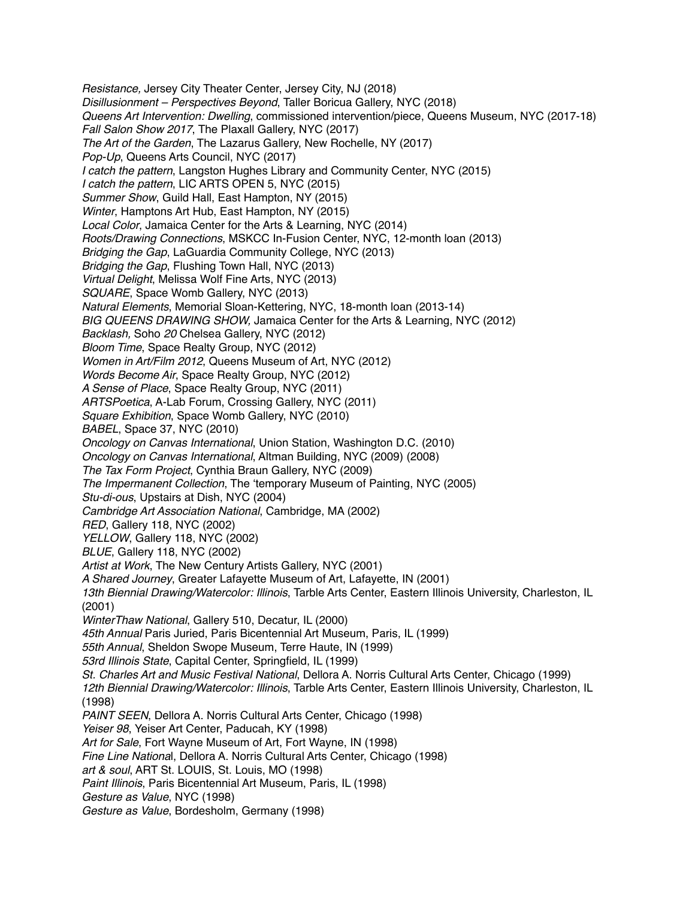*Resistance,* Jersey City Theater Center, Jersey City, NJ (2018)
*Disillusionment – Perspectives Beyond*, Taller Boricua Gallery, NYC (2018)
*Queens Art Intervention: Dwelling*, commissioned intervention/piece, Queens Museum, NYC (2017-18)
*Fall Salon Show 2017*, The Plaxall Gallery, NYC (2017)
*The Art of the Garden*, The Lazarus Gallery, New Rochelle, NY (2017)
*Pop-Up*, Queens Arts Council, NYC (2017)
*I catch the pattern*, Langston Hughes Library and Community Center, NYC (2015)
*I catch the pattern*, LIC ARTS OPEN 5, NYC (2015)
*Summer Show*, Guild Hall, East Hampton, NY (2015)
*Winter*, Hamptons Art Hub, East Hampton, NY (2015)
*Local Color*, Jamaica Center for the Arts & Learning, NYC (2014)
*Roots/Drawing Connections*, MSKCC In-Fusion Center, NYC, 12-month loan (2013)
*Bridging the Gap*, LaGuardia Community College, NYC (2013)
*Bridging the Gap*, Flushing Town Hall, NYC (2013)
*Virtual Delight*, Melissa Wolf Fine Arts, NYC (2013)
*SQUARE*, Space Womb Gallery, NYC (2013)
*Natural Elements*, Memorial Sloan-Kettering, NYC, 18-month loan (2013-14)
*BIG QUEENS DRAWING SHOW,* Jamaica Center for the Arts & Learning, NYC (2012)
*Backlash,* Soho *20* Chelsea Gallery, NYC (2012)
*Bloom Time*, Space Realty Group, NYC (2012)
*Women in Art/Film 2012*, Queens Museum of Art, NYC (2012)
*Words Become Air*, Space Realty Group, NYC (2012)
*A Sense of Place*, Space Realty Group, NYC (2011)
*ARTSPoetica*, A-Lab Forum, Crossing Gallery, NYC (2011)
*Square Exhibition*, Space Womb Gallery, NYC (2010)
*BABEL*, Space 37, NYC (2010)
*Oncology on Canvas International*, Union Station, Washington D.C. (2010)
*Oncology on Canvas International*, Altman Building, NYC (2009) (2008)
*The Tax Form Project*, Cynthia Braun Gallery, NYC (2009)
*The Impermanent Collection*, The 'temporary Museum of Painting, NYC (2005)
*Stu-di-ous*, Upstairs at Dish, NYC (2004)
*Cambridge Art Association National*, Cambridge, MA (2002)
*RED*, Gallery 118, NYC (2002)
*YELLOW*, Gallery 118, NYC (2002)
*BLUE*, Gallery 118, NYC (2002)
*Artist at Work*, The New Century Artists Gallery, NYC (2001)
*A Shared Journey*, Greater Lafayette Museum of Art, Lafayette, IN (2001)
*13th Biennial Drawing/Watercolor: Illinois*, Tarble Arts Center, Eastern Illinois University, Charleston, IL (2001)
*WinterThaw National*, Gallery 510, Decatur, IL (2000)
*45th Annual* Paris Juried, Paris Bicentennial Art Museum, Paris, IL (1999)
*55th Annual*, Sheldon Swope Museum, Terre Haute, IN (1999)
*53rd Illinois State*, Capital Center, Springfield, IL (1999)
*St. Charles Art and Music Festival National*, Dellora A. Norris Cultural Arts Center, Chicago (1999)
*12th Biennial Drawing/Watercolor: Illinois*, Tarble Arts Center, Eastern Illinois University, Charleston, IL (1998)
*PAINT SEEN*, Dellora A. Norris Cultural Arts Center, Chicago (1998)
*Yeiser 98*, Yeiser Art Center, Paducah, KY (1998)
*Art for Sale*, Fort Wayne Museum of Art, Fort Wayne, IN (1998)
*Fine Line Nationa*l, Dellora A. Norris Cultural Arts Center, Chicago (1998)
*art & soul*, ART St. LOUIS, St. Louis, MO (1998)
*Paint Illinois*, Paris Bicentennial Art Museum, Paris, IL (1998)
*Gesture as Value*, NYC (1998)
*Gesture as Value*, Bordesholm, Germany (1998)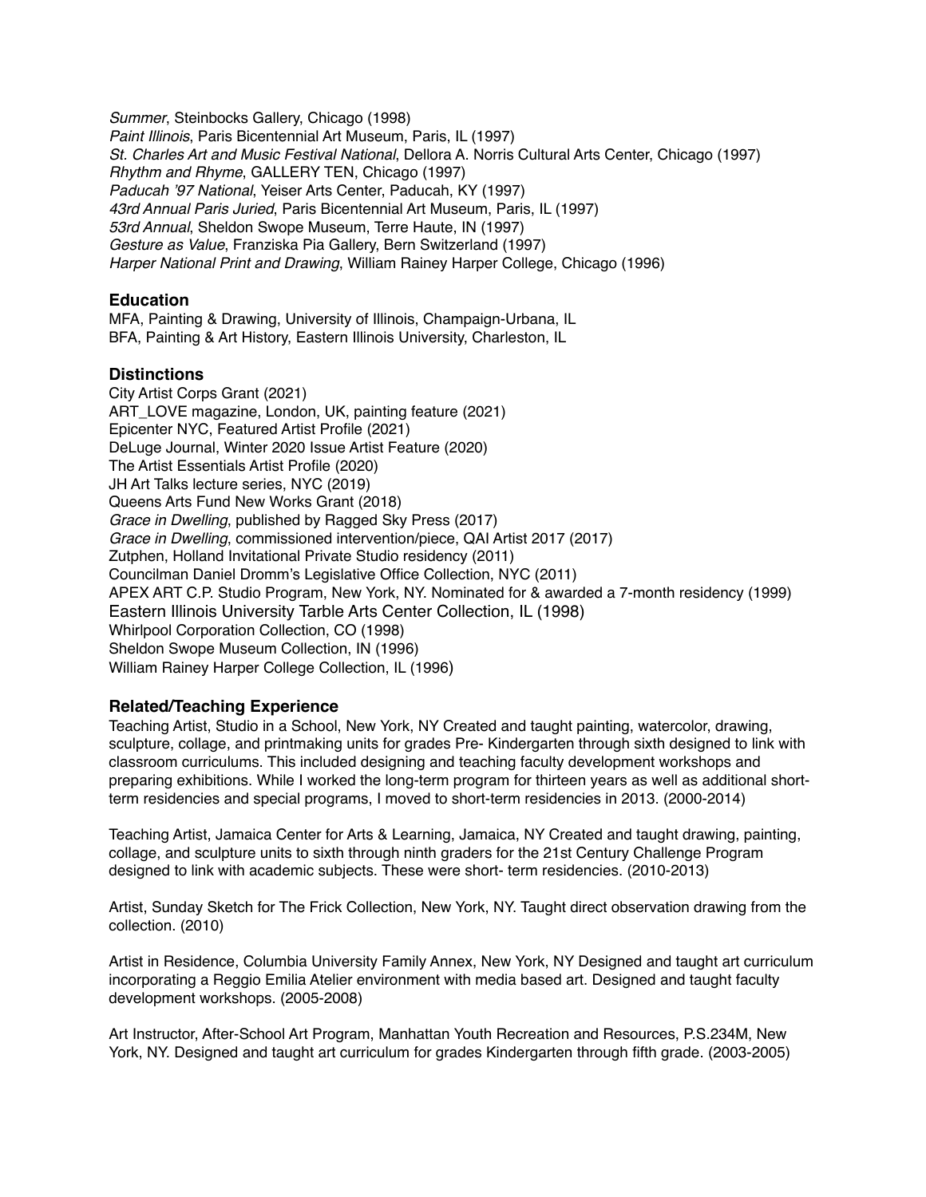*Summer*, Steinbocks Gallery, Chicago (1998)
*Paint Illinois*, Paris Bicentennial Art Museum, Paris, IL (1997)
*St. Charles Art and Music Festival National*, Dellora A. Norris Cultural Arts Center, Chicago (1997)
*Rhythm and Rhyme*, GALLERY TEN, Chicago (1997)
*Paducah '97 National*, Yeiser Arts Center, Paducah, KY (1997)
*43rd Annual Paris Juried*, Paris Bicentennial Art Museum, Paris, IL (1997)
*53rd Annual*, Sheldon Swope Museum, Terre Haute, IN (1997)
*Gesture as Value*, Franziska Pia Gallery, Bern Switzerland (1997)
*Harper National Print and Drawing*, William Rainey Harper College, Chicago (1996)

### Education

MFA, Painting & Drawing, University of Illinois, Champaign-Urbana, IL
BFA, Painting & Art History, Eastern Illinois University, Charleston, IL

### Distinctions

City Artist Corps Grant (2021)
ART_LOVE magazine, London, UK, painting feature (2021)
Epicenter NYC, Featured Artist Profile (2021)
DeLuge Journal, Winter 2020 Issue Artist Feature (2020)
The Artist Essentials Artist Profile (2020)
JH Art Talks lecture series, NYC (2019)
Queens Arts Fund New Works Grant (2018)
*Grace in Dwelling*, published by Ragged Sky Press (2017)
*Grace in Dwelling*, commissioned intervention/piece, QAI Artist 2017 (2017)
Zutphen, Holland Invitational Private Studio residency (2011)
Councilman Daniel Dromm's Legislative Office Collection, NYC (2011)
APEX ART C.P. Studio Program, New York, NY. Nominated for & awarded a 7-month residency (1999)
Eastern Illinois University Tarble Arts Center Collection, IL (1998)
Whirlpool Corporation Collection, CO (1998)
Sheldon Swope Museum Collection, IN (1996)
William Rainey Harper College Collection, IL (1996)

### Related/Teaching Experience

Teaching Artist, Studio in a School, New York, NY Created and taught painting, watercolor, drawing, sculpture, collage, and printmaking units for grades Pre- Kindergarten through sixth designed to link with classroom curriculums. This included designing and teaching faculty development workshops and preparing exhibitions. While I worked the long-term program for thirteen years as well as additional short-term residencies and special programs, I moved to short-term residencies in 2013. (2000-2014)

Teaching Artist, Jamaica Center for Arts & Learning, Jamaica, NY Created and taught drawing, painting, collage, and sculpture units to sixth through ninth graders for the 21st Century Challenge Program designed to link with academic subjects. These were short- term residencies. (2010-2013)

Artist, Sunday Sketch for The Frick Collection, New York, NY. Taught direct observation drawing from the collection. (2010)

Artist in Residence, Columbia University Family Annex, New York, NY Designed and taught art curriculum incorporating a Reggio Emilia Atelier environment with media based art. Designed and taught faculty development workshops. (2005-2008)

Art Instructor, After-School Art Program, Manhattan Youth Recreation and Resources, P.S.234M, New York, NY. Designed and taught art curriculum for grades Kindergarten through fifth grade. (2003-2005)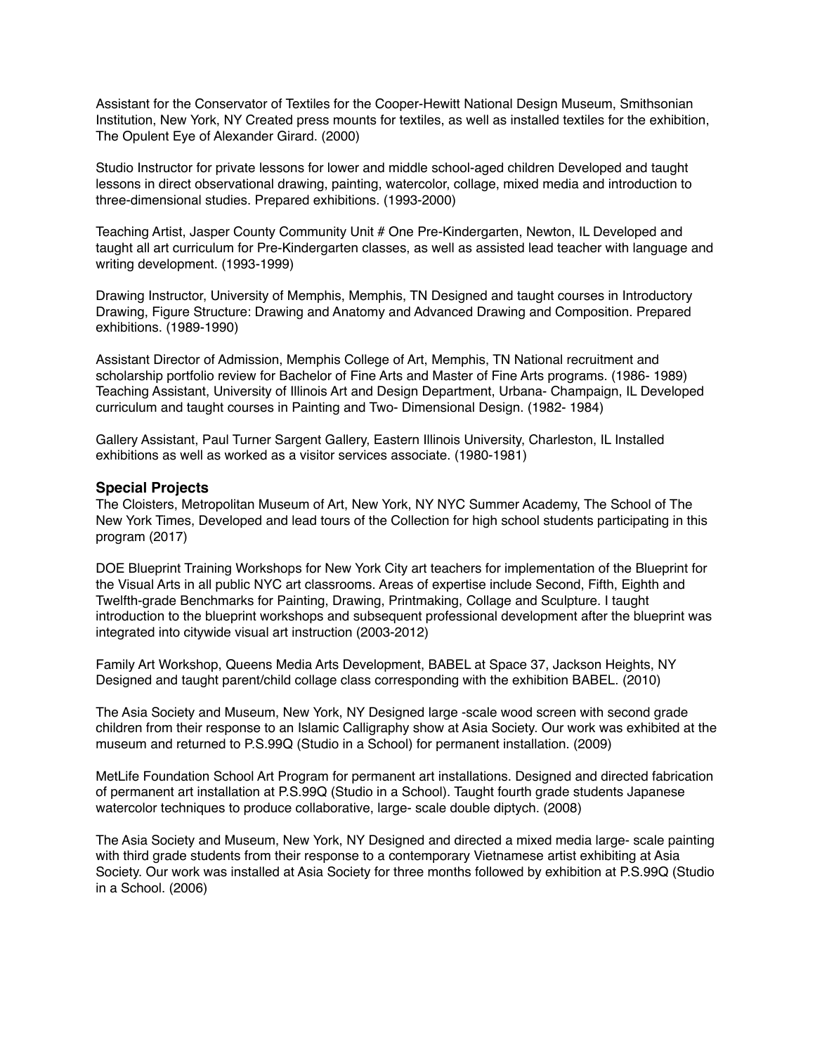Assistant for the Conservator of Textiles for the Cooper-Hewitt National Design Museum, Smithsonian Institution, New York, NY Created press mounts for textiles, as well as installed textiles for the exhibition, The Opulent Eye of Alexander Girard. (2000)

Studio Instructor for private lessons for lower and middle school-aged children Developed and taught lessons in direct observational drawing, painting, watercolor, collage, mixed media and introduction to three-dimensional studies. Prepared exhibitions. (1993-2000)

Teaching Artist, Jasper County Community Unit # One Pre-Kindergarten, Newton, IL Developed and taught all art curriculum for Pre-Kindergarten classes, as well as assisted lead teacher with language and writing development. (1993-1999)

Drawing Instructor, University of Memphis, Memphis, TN Designed and taught courses in Introductory Drawing, Figure Structure: Drawing and Anatomy and Advanced Drawing and Composition. Prepared exhibitions. (1989-1990)

Assistant Director of Admission, Memphis College of Art, Memphis, TN National recruitment and scholarship portfolio review for Bachelor of Fine Arts and Master of Fine Arts programs. (1986- 1989)
Teaching Assistant, University of Illinois Art and Design Department, Urbana- Champaign, IL Developed curriculum and taught courses in Painting and Two- Dimensional Design. (1982- 1984)

Gallery Assistant, Paul Turner Sargent Gallery, Eastern Illinois University, Charleston, IL Installed exhibitions as well as worked as a visitor services associate. (1980-1981)

### Special Projects

The Cloisters, Metropolitan Museum of Art, New York, NY NYC Summer Academy, The School of The New York Times, Developed and lead tours of the Collection for high school students participating in this program (2017)

DOE Blueprint Training Workshops for New York City art teachers for implementation of the Blueprint for the Visual Arts in all public NYC art classrooms. Areas of expertise include Second, Fifth, Eighth and Twelfth-grade Benchmarks for Painting, Drawing, Printmaking, Collage and Sculpture. I taught introduction to the blueprint workshops and subsequent professional development after the blueprint was integrated into citywide visual art instruction (2003-2012)

Family Art Workshop, Queens Media Arts Development, BABEL at Space 37, Jackson Heights, NY Designed and taught parent/child collage class corresponding with the exhibition BABEL. (2010)

The Asia Society and Museum, New York, NY Designed large -scale wood screen with second grade children from their response to an Islamic Calligraphy show at Asia Society. Our work was exhibited at the museum and returned to P.S.99Q (Studio in a School) for permanent installation. (2009)

MetLife Foundation School Art Program for permanent art installations. Designed and directed fabrication of permanent art installation at P.S.99Q (Studio in a School). Taught fourth grade students Japanese watercolor techniques to produce collaborative, large- scale double diptych. (2008)

The Asia Society and Museum, New York, NY Designed and directed a mixed media large- scale painting with third grade students from their response to a contemporary Vietnamese artist exhibiting at Asia Society. Our work was installed at Asia Society for three months followed by exhibition at P.S.99Q (Studio in a School. (2006)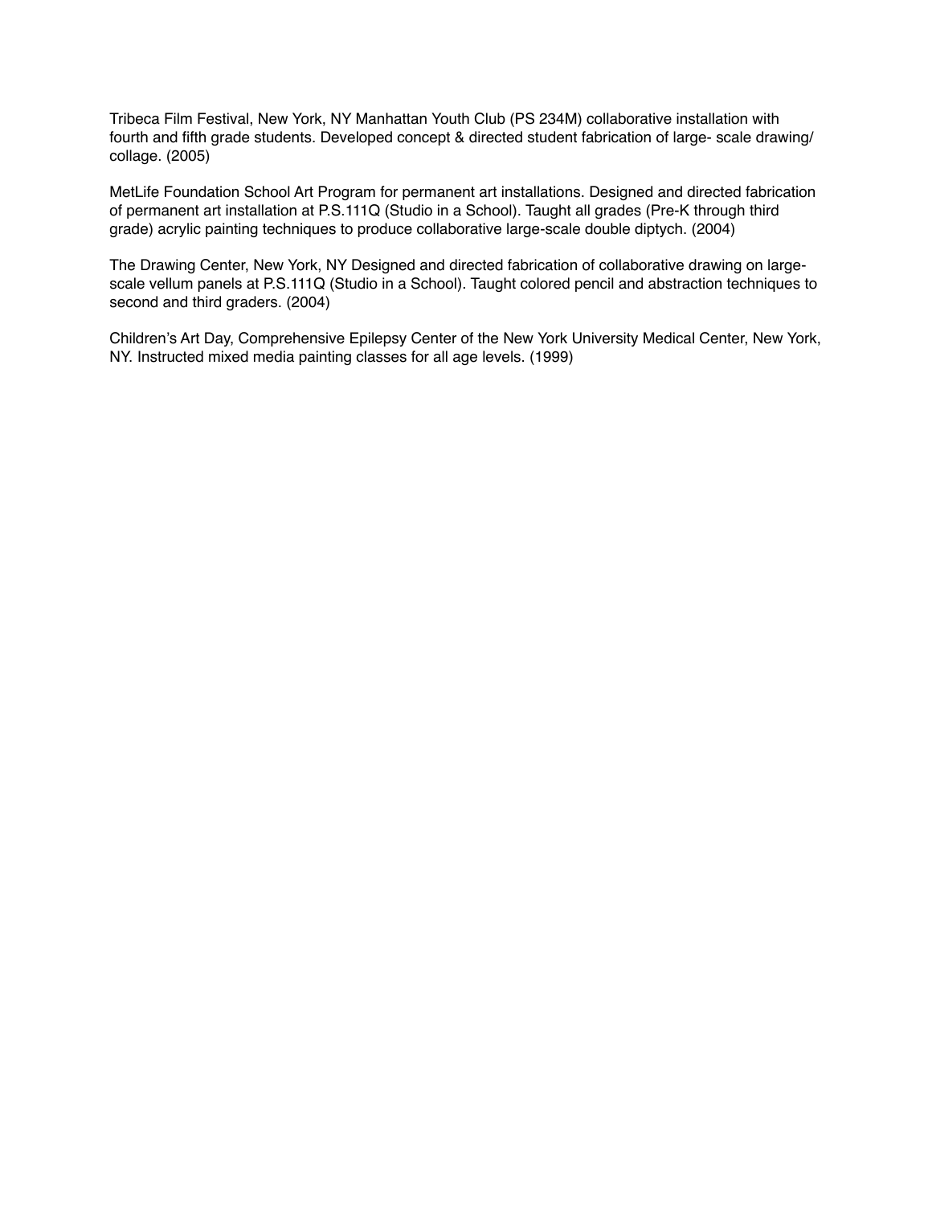Tribeca Film Festival, New York, NY Manhattan Youth Club (PS 234M) collaborative installation with fourth and fifth grade students. Developed concept & directed student fabrication of large- scale drawing/ collage. (2005)

MetLife Foundation School Art Program for permanent art installations. Designed and directed fabrication of permanent art installation at P.S.111Q (Studio in a School). Taught all grades (Pre-K through third grade) acrylic painting techniques to produce collaborative large-scale double diptych. (2004)

The Drawing Center, New York, NY Designed and directed fabrication of collaborative drawing on large-scale vellum panels at P.S.111Q (Studio in a School). Taught colored pencil and abstraction techniques to second and third graders. (2004)

Children's Art Day, Comprehensive Epilepsy Center of the New York University Medical Center, New York, NY. Instructed mixed media painting classes for all age levels. (1999)